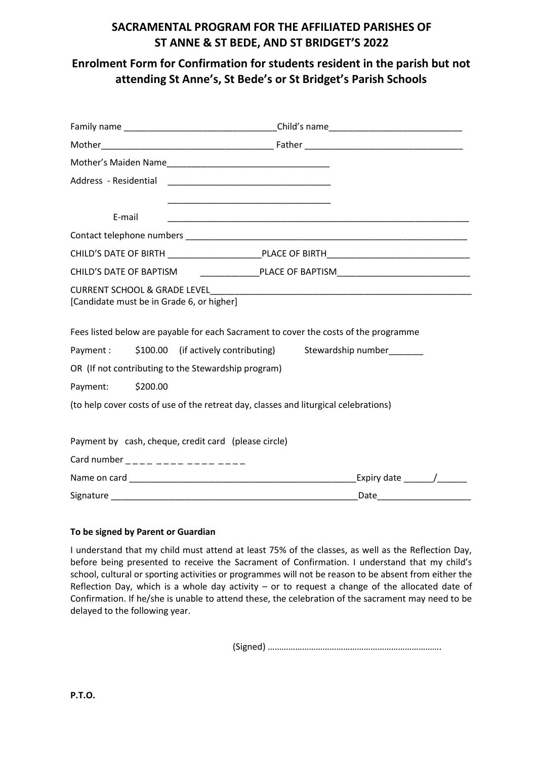## SACRAMENTAL PROGRAM FOR THE AFFILIATED PARISHES OF ST ANNE & ST BEDE, AND ST BRIDGET'S 2022

## Enrolment Form for Confirmation for students resident in the parish but not attending St Anne's, St Bede's or St Bridget's Parish Schools

Family name ______________________________Child's name__________________________

Mother__________________________________ Father _______________________________

Mother's Maiden Name________________________________

Address - Residential ________________________________

________________________________

E-mail ______________________________________________________________

Contact telephone numbers __________________________________________________________

CHILD'S DATE OF BIRTH __________________PLACE OF BIRTH____________________________

CHILD'S DATE OF BAPTISM ____________PLACE OF BAPTISM__________________________

CURRENT SCHOOL & GRADE LEVEL____________________________________________________
[Candidate must be in Grade 6, or higher]

Fees listed below are payable for each Sacrament to cover the costs of the programme

Payment : $100.00 (if actively contributing) Stewardship number_______

OR (If not contributing to the Stewardship program)

Payment: $200.00

(to help cover costs of use of the retreat day, classes and liturgical celebrations)

Payment by cash, cheque, credit card (please circle)

Card number _ _ _ _ _ _ _ _ _ _ _ _ _ _ _ _

Name on card ______________________________________________Expiry date ______/______

Signature __________________________________________________Date__________________

**To be signed by Parent or Guardian**

I understand that my child must attend at least 75% of the classes, as well as the Reflection Day, before being presented to receive the Sacrament of Confirmation. I understand that my child's school, cultural or sporting activities or programmes will not be reason to be absent from either the Reflection Day, which is a whole day activity – or to request a change of the allocated date of Confirmation. If he/she is unable to attend these, the celebration of the sacrament may need to be delayed to the following year.

(Signed) ………………………………………………………………….

**P.T.O.**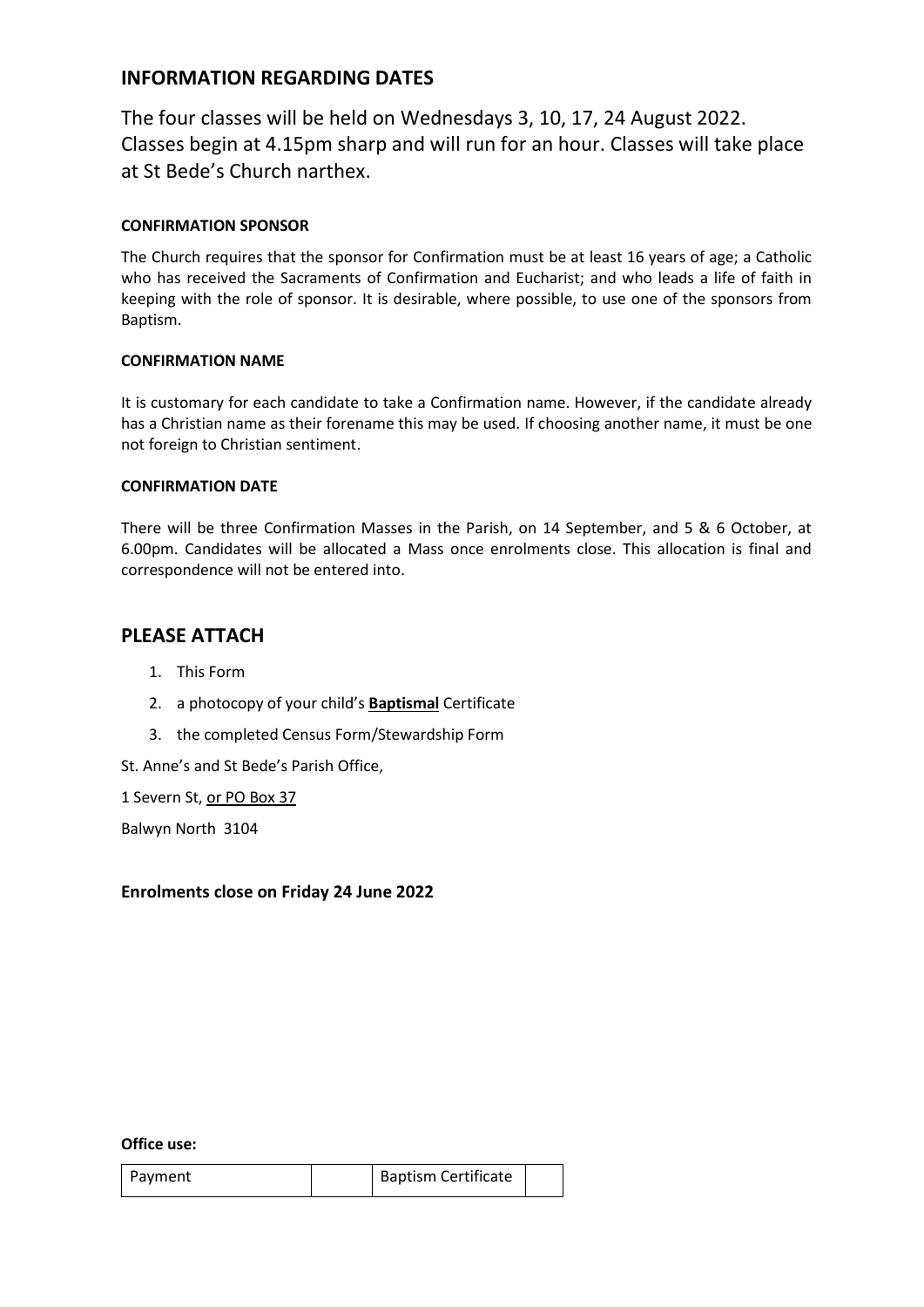## INFORMATION REGARDING DATES

The four classes will be held on Wednesdays 3, 10, 17, 24 August 2022. Classes begin at 4.15pm sharp and will run for an hour. Classes will take place at St Bede's Church narthex.

#### CONFIRMATION SPONSOR

The Church requires that the sponsor for Confirmation must be at least 16 years of age; a Catholic who has received the Sacraments of Confirmation and Eucharist; and who leads a life of faith in keeping with the role of sponsor. It is desirable, where possible, to use one of the sponsors from Baptism.

#### CONFIRMATION NAME

It is customary for each candidate to take a Confirmation name. However, if the candidate already has a Christian name as their forename this may be used. If choosing another name, it must be one not foreign to Christian sentiment.

#### CONFIRMATION DATE

There will be three Confirmation Masses in the Parish, on 14 September, and 5 & 6 October, at 6.00pm. Candidates will be allocated a Mass once enrolments close. This allocation is final and correspondence will not be entered into.

## PLEASE ATTACH

1. This Form
2. a photocopy of your child's **Baptismal** Certificate
3. the completed Census Form/Stewardship Form

St. Anne's and St Bede's Parish Office,

1 Severn St, or PO Box 37

Balwyn North 3104

**Enrolments close on Friday 24 June 2022**

**Office use:**

| | | | |
|---|---|---|---|
| Payment | | Baptism Certificate | |